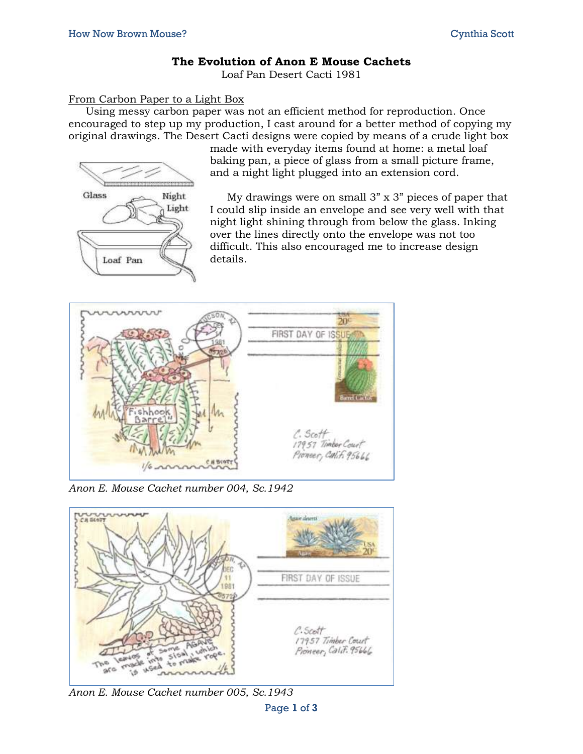# The Evolution of Anon E Mouse Cachets

Loaf Pan Desert Cacti 1981

## From Carbon Paper to a Light Box

Using messy carbon paper was not an efficient method for reproduction. Once encouraged to step up my production, I cast around for a better method of copying my original drawings. The Desert Cacti designs were copied by means of a crude light box made with everyday items found at home: a metal loaf baking pan, a piece of glass from a small picture frame, and a night light plugged into an extension cord.

My drawings were on small 3" x 3" pieces of paper that I could slip inside an envelope and see very well with that night light shining through from below the glass. Inking over the lines directly onto the envelope was not too difficult. This also encouraged me to increase design details.

*Anon E. Mouse Cachet number 004, Sc.1942*

*Anon E. Mouse Cachet number 005, Sc.1943*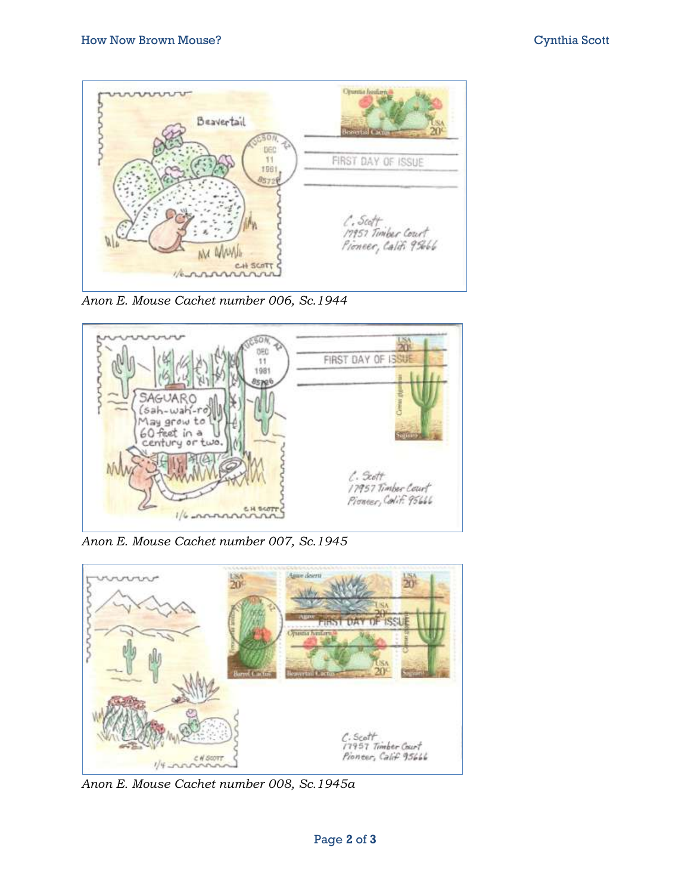*Anon E. Mouse Cachet number 006, Sc.1944*

*Anon E. Mouse Cachet number 007, Sc.1945*

*Anon E. Mouse Cachet number 008, Sc.1945a*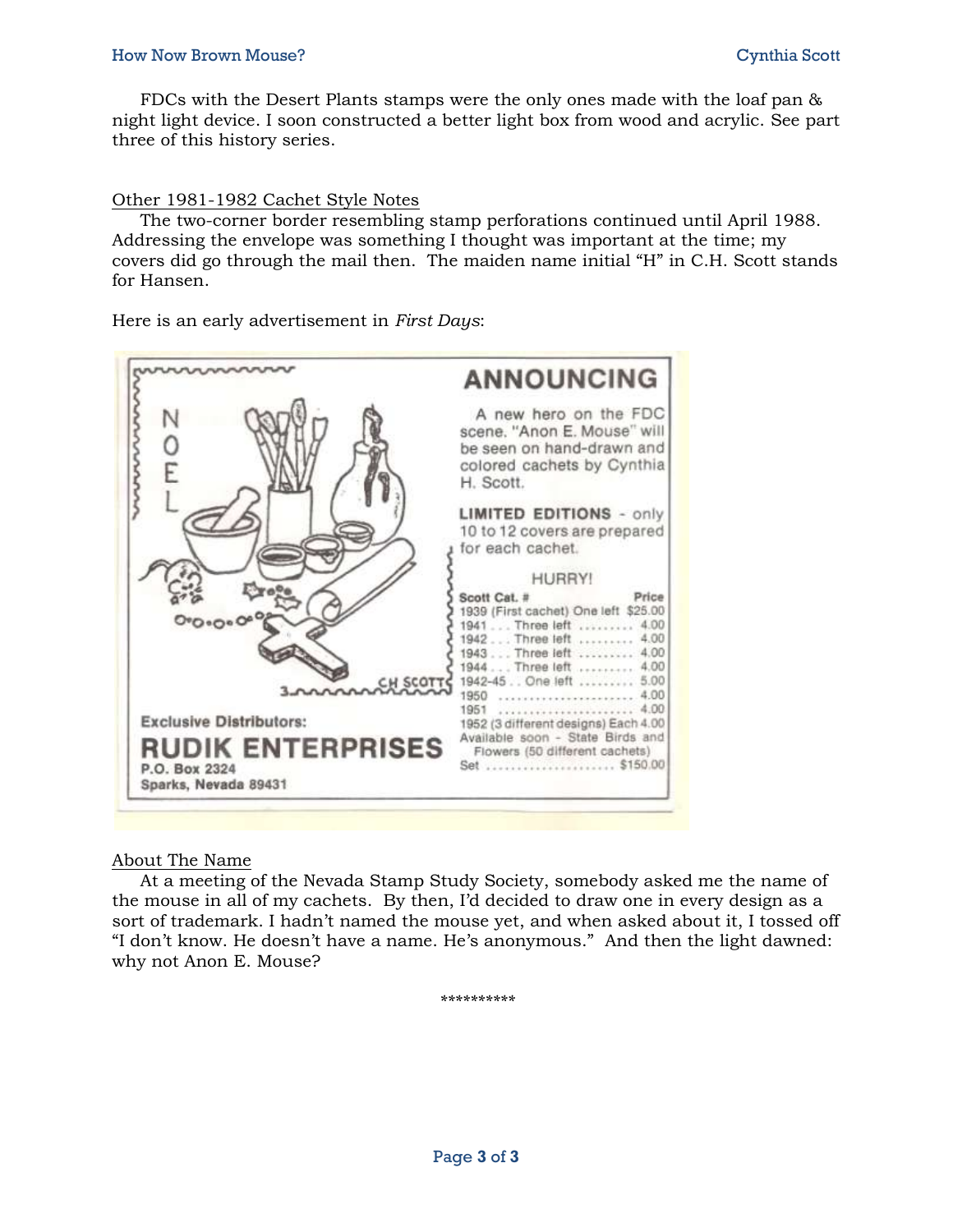FDCs with the Desert Plants stamps were the only ones made with the loaf pan & night light device. I soon constructed a better light box from wood and acrylic. See part three of this history series.

## Other 1981-1982 Cachet Style Notes

The two-corner border resembling stamp perforations continued until April 1988. Addressing the envelope was something I thought was important at the time; my covers did go through the mail then. The maiden name initial "H" in C.H. Scott stands for Hansen.

Here is an early advertisement in *First Days*:

NOEL

CH SCOTT

**ANNOUNCING**

A new hero on the FDC scene. "Anon E. Mouse" will be seen on hand-drawn and colored cachets by Cynthia H. Scott.

**LIMITED EDITIONS** - only 10 to 12 covers are prepared for each cachet.

HURRY!

| Scott Cat. # | Price |
| --- | --- |
| 1939 (First cachet) One left | $25.00 |
| 1941 . . . Three left | 4.00 |
| 1942 . . . Three left | 4.00 |
| 1943 . . . Three left | 4.00 |
| 1944 . . . Three left | 4.00 |
| 1942-45 . . One left | 5.00 |
| 1950 | 4.00 |
| 1951 | 4.00 |
| 1952 (3 different designs) Each | 4.00 |
| Available soon - State Birds and Flowers (50 different cachets) Set | $150.00 |

**Exclusive Distributors:**

**RUDIK ENTERPRISES**
P.O. Box 2324
Sparks, Nevada 89431

## About The Name

At a meeting of the Nevada Stamp Study Society, somebody asked me the name of the mouse in all of my cachets. By then, I'd decided to draw one in every design as a sort of trademark. I hadn't named the mouse yet, and when asked about it, I tossed off "I don't know. He doesn't have a name. He's anonymous." And then the light dawned: why not Anon E. Mouse?

**********